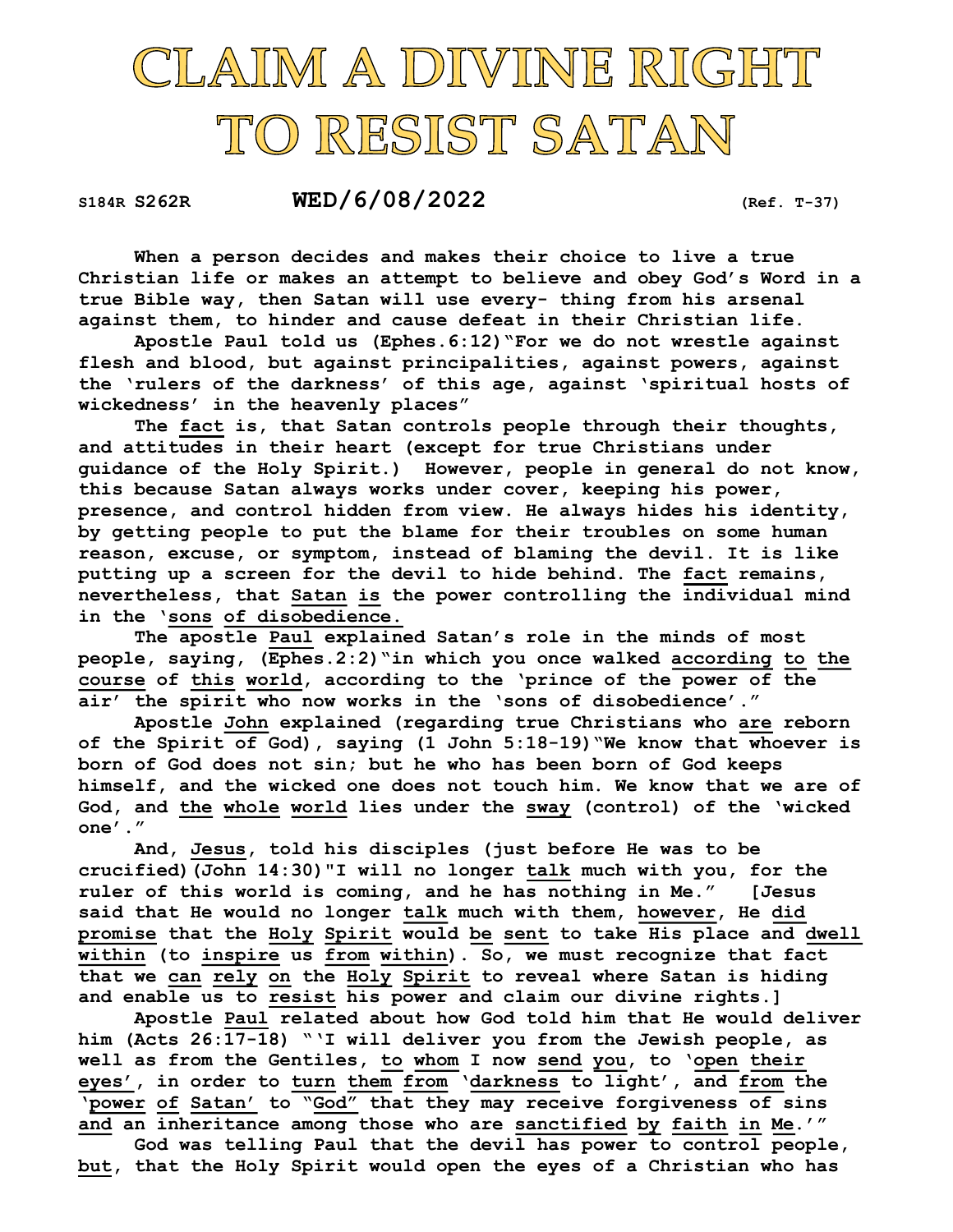# CLAIM A DIVINE RIGHT TO RESIST SATAN

S184R S262R **WED/6/08/2022** (Ref. T-37)

When a person decides and makes their choice to live a true Christian life or makes an attempt to believe and obey God's Word in a true Bible way, then Satan will use every- thing from his arsenal against them, to hinder and cause defeat in their Christian life.

Apostle Paul told us (Ephes.6:12)"For we do not wrestle against flesh and blood, but against principalities, against powers, against the 'rulers of the darkness' of this age, against 'spiritual hosts of wickedness' in the heavenly places"

The fact is, that Satan controls people through their thoughts, and attitudes in their heart (except for true Christians under guidance of the Holy Spirit.) However, people in general do not know, this because Satan always works under cover, keeping his power, presence, and control hidden from view. He always hides his identity, by getting people to put the blame for their troubles on some human reason, excuse, or symptom, instead of blaming the devil. It is like putting up a screen for the devil to hide behind. The fact remains, nevertheless, that Satan is the power controlling the individual mind in the 'sons of disobedience.

The apostle Paul explained Satan's role in the minds of most people, saying, (Ephes.2:2)"in which you once walked according to the course of this world, according to the 'prince of the power of the air' the spirit who now works in the 'sons of disobedience'."

Apostle John explained (regarding true Christians who are reborn of the Spirit of God), saying (1 John 5:18-19)"We know that whoever is born of God does not sin; but he who has been born of God keeps himself, and the wicked one does not touch him. We know that we are of God, and the whole world lies under the sway (control) of the 'wicked one'."

And, Jesus, told his disciples (just before He was to be crucified)(John 14:30)"I will no longer talk much with you, for the ruler of this world is coming, and he has nothing in Me." [Jesus said that He would no longer talk much with them, however, He did promise that the Holy Spirit would be sent to take His place and dwell within (to inspire us from within). So, we must recognize that fact that we can rely on the Holy Spirit to reveal where Satan is hiding and enable us to resist his power and claim our divine rights.]

Apostle Paul related about how God told him that He would deliver him (Acts 26:17-18) "'I will deliver you from the Jewish people, as well as from the Gentiles, to whom I now send you, to 'open their eyes', in order to turn them from 'darkness to light', and from the 'power of Satan' to "God" that they may receive forgiveness of sins and an inheritance among those who are sanctified by faith in Me.'"

God was telling Paul that the devil has power to control people, but, that the Holy Spirit would open the eyes of a Christian who has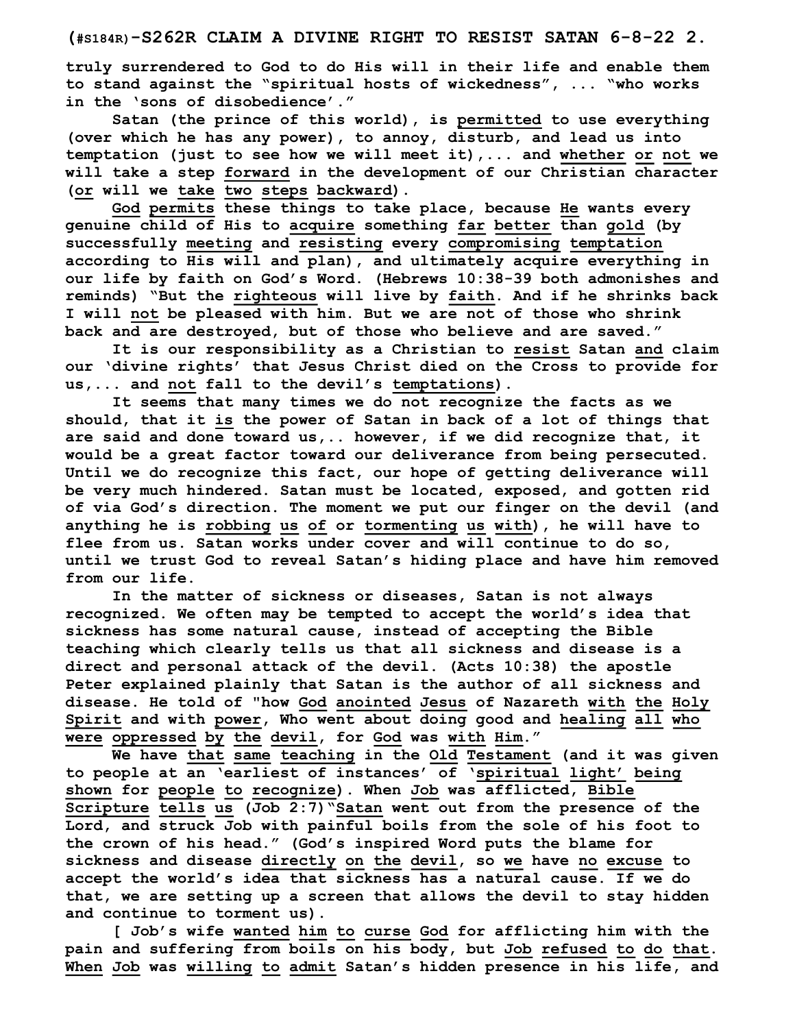truly surrendered to God to do His will in their life and enable them to stand against the "spiritual hosts of wickedness", ... "who works in the 'sons of disobedience'."

Satan (the prince of this world), is permitted to use everything (over which he has any power), to annoy, disturb, and lead us into temptation (just to see how we will meet it),... and whether or not we will take a step forward in the development of our Christian character (or will we take two steps backward).

God permits these things to take place, because He wants every genuine child of His to acquire something far better than gold (by successfully meeting and resisting every compromising temptation according to His will and plan), and ultimately acquire everything in our life by faith on God's Word. (Hebrews 10:38-39 both admonishes and reminds) "But the righteous will live by faith. And if he shrinks back I will not be pleased with him. But we are not of those who shrink back and are destroyed, but of those who believe and are saved."

It is our responsibility as a Christian to resist Satan and claim our 'divine rights' that Jesus Christ died on the Cross to provide for us,... and not fall to the devil's temptations).

It seems that many times we do not recognize the facts as we should, that it is the power of Satan in back of a lot of things that are said and done toward us,.. however, if we did recognize that, it would be a great factor toward our deliverance from being persecuted. Until we do recognize this fact, our hope of getting deliverance will be very much hindered. Satan must be located, exposed, and gotten rid of via God's direction. The moment we put our finger on the devil (and anything he is robbing us of or tormenting us with), he will have to flee from us. Satan works under cover and will continue to do so, until we trust God to reveal Satan's hiding place and have him removed from our life.

In the matter of sickness or diseases, Satan is not always recognized. We often may be tempted to accept the world's idea that sickness has some natural cause, instead of accepting the Bible teaching which clearly tells us that all sickness and disease is a direct and personal attack of the devil. (Acts 10:38) the apostle Peter explained plainly that Satan is the author of all sickness and disease. He told of "how God anointed Jesus of Nazareth with the Holy Spirit and with power, Who went about doing good and healing all who were oppressed by the devil, for God was with Him."

We have that same teaching in the Old Testament (and it was given to people at an 'earliest of instances' of 'spiritual light' being shown for people to recognize). When Job was afflicted, Bible Scripture tells us (Job 2:7)"Satan went out from the presence of the Lord, and struck Job with painful boils from the sole of his foot to the crown of his head." (God's inspired Word puts the blame for sickness and disease directly on the devil, so we have no excuse to accept the world's idea that sickness has a natural cause. If we do that, we are setting up a screen that allows the devil to stay hidden and continue to torment us).

[ Job's wife wanted him to curse God for afflicting him with the pain and suffering from boils on his body, but Job refused to do that. When Job was willing to admit Satan's hidden presence in his life, and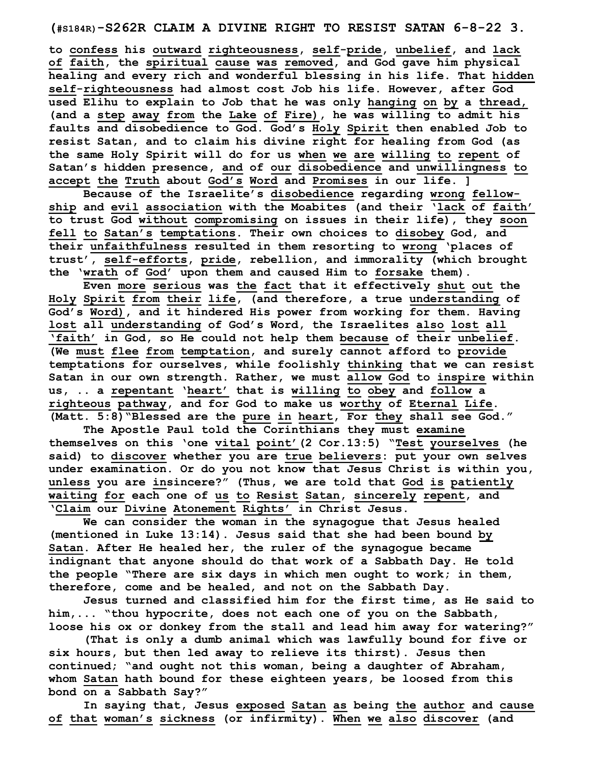to confess his outward righteousness, self-pride, unbelief, and lack of faith, the spiritual cause was removed, and God gave him physical healing and every rich and wonderful blessing in his life. That hidden self-righteousness had almost cost Job his life. However, after God used Elihu to explain to Job that he was only hanging on by a thread, (and a step away from the Lake of Fire), he was willing to admit his faults and disobedience to God. God's Holy Spirit then enabled Job to resist Satan, and to claim his divine right for healing from God (as the same Holy Spirit will do for us when we are willing to repent of Satan's hidden presence, and of our disobedience and unwillingness to accept the Truth about God's Word and Promises in our life. ]

Because of the Israelite's disobedience regarding wrong fellowship and evil association with the Moabites (and their 'lack of faith' to trust God without compromising on issues in their life), they soon fell to Satan's temptations. Their own choices to disobey God, and their unfaithfulness resulted in them resorting to wrong 'places of trust', self-efforts, pride, rebellion, and immorality (which brought the 'wrath of God' upon them and caused Him to forsake them).

Even more serious was the fact that it effectively shut out the Holy Spirit from their life, (and therefore, a true understanding of God's Word), and it hindered His power from working for them. Having lost all understanding of God's Word, the Israelites also lost all 'faith' in God, so He could not help them because of their unbelief. (We must flee from temptation, and surely cannot afford to provide temptations for ourselves, while foolishly thinking that we can resist Satan in our own strength. Rather, we must allow God to inspire within us, .. a repentant 'heart' that is willing to obey and follow a righteous pathway, and for God to make us worthy of Eternal Life. (Matt. 5:8)"Blessed are the pure in heart, For they shall see God."

The Apostle Paul told the Corinthians they must examine themselves on this 'one vital point'(2 Cor.13:5) "Test yourselves (he said) to discover whether you are true believers: put your own selves under examination. Or do you not know that Jesus Christ is within you, unless you are insincere?" (Thus, we are told that God is patiently waiting for each one of us to Resist Satan, sincerely repent, and 'Claim our Divine Atonement Rights' in Christ Jesus.

We can consider the woman in the synagogue that Jesus healed (mentioned in Luke 13:14). Jesus said that she had been bound by Satan. After He healed her, the ruler of the synagogue became indignant that anyone should do that work of a Sabbath Day. He told the people "There are six days in which men ought to work; in them, therefore, come and be healed, and not on the Sabbath Day.

Jesus turned and classified him for the first time, as He said to him,... "thou hypocrite, does not each one of you on the Sabbath, loose his ox or donkey from the stall and lead him away for watering?"

(That is only a dumb animal which was lawfully bound for five or six hours, but then led away to relieve its thirst). Jesus then continued; "and ought not this woman, being a daughter of Abraham, whom Satan hath bound for these eighteen years, be loosed from this bond on a Sabbath Say?"

In saying that, Jesus exposed Satan as being the author and cause of that woman's sickness (or infirmity). When we also discover (and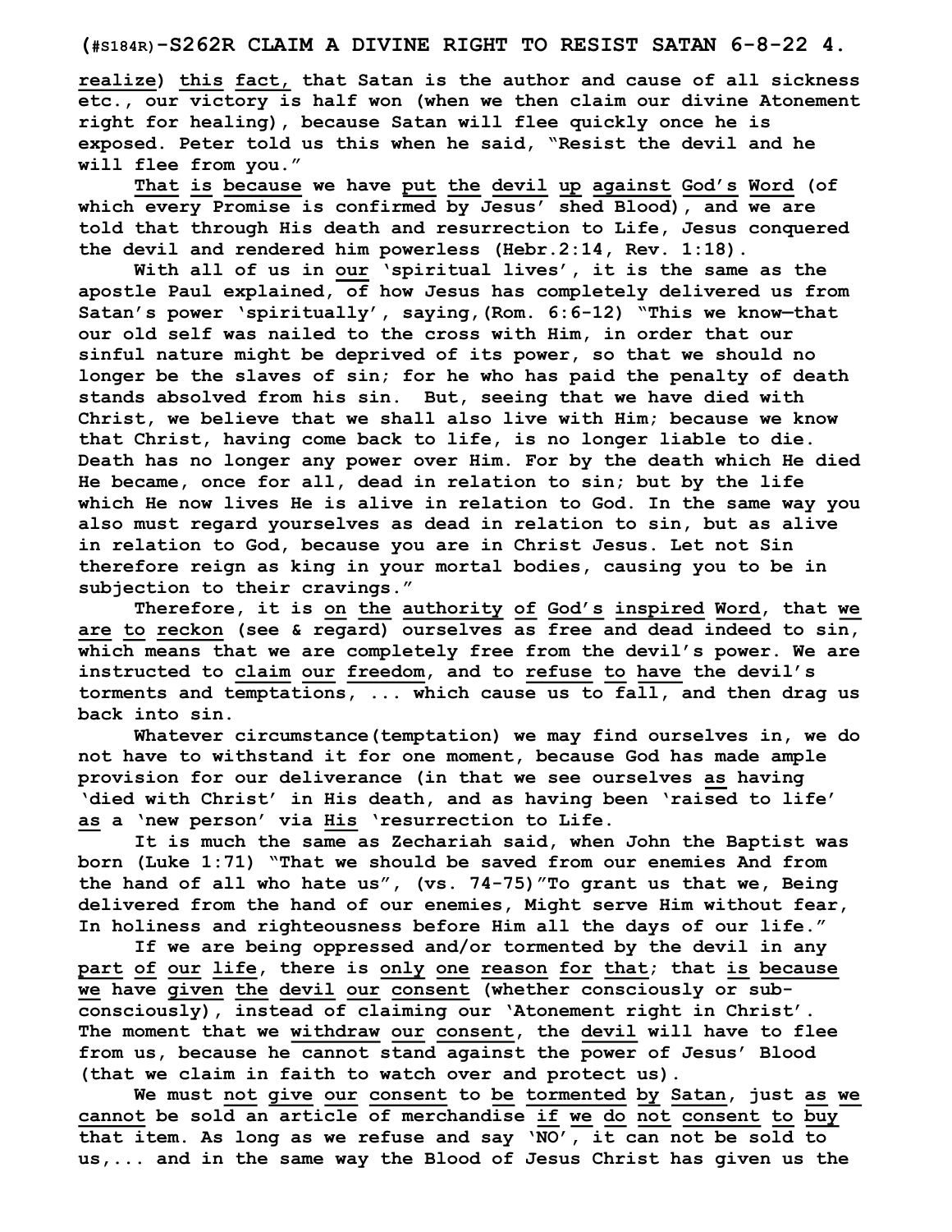realize) this fact, that Satan is the author and cause of all sickness etc., our victory is half won (when we then claim our divine Atonement right for healing), because Satan will flee quickly once he is exposed. Peter told us this when he said, "Resist the devil and he will flee from you."

That is because we have put the devil up against God's Word (of which every Promise is confirmed by Jesus' shed Blood), and we are told that through His death and resurrection to Life, Jesus conquered the devil and rendered him powerless (Hebr.2:14, Rev. 1:18).

With all of us in our 'spiritual lives', it is the same as the apostle Paul explained, of how Jesus has completely delivered us from Satan's power 'spiritually', saying,(Rom. 6:6-12) "This we know—that our old self was nailed to the cross with Him, in order that our sinful nature might be deprived of its power, so that we should no longer be the slaves of sin; for he who has paid the penalty of death stands absolved from his sin. But, seeing that we have died with Christ, we believe that we shall also live with Him; because we know that Christ, having come back to life, is no longer liable to die. Death has no longer any power over Him. For by the death which He died He became, once for all, dead in relation to sin; but by the life which He now lives He is alive in relation to God. In the same way you also must regard yourselves as dead in relation to sin, but as alive in relation to God, because you are in Christ Jesus. Let not Sin therefore reign as king in your mortal bodies, causing you to be in subjection to their cravings."

Therefore, it is on the authority of God's inspired Word, that we are to reckon (see & regard) ourselves as free and dead indeed to sin, which means that we are completely free from the devil's power. We are instructed to claim our freedom, and to refuse to have the devil's torments and temptations, ... which cause us to fall, and then drag us back into sin.

Whatever circumstance(temptation) we may find ourselves in, we do not have to withstand it for one moment, because God has made ample provision for our deliverance (in that we see ourselves as having 'died with Christ' in His death, and as having been 'raised to life' as a 'new person' via His 'resurrection to Life.

It is much the same as Zechariah said, when John the Baptist was born (Luke 1:71) "That we should be saved from our enemies And from the hand of all who hate us", (vs. 74-75)"To grant us that we, Being delivered from the hand of our enemies, Might serve Him without fear, In holiness and righteousness before Him all the days of our life."

If we are being oppressed and/or tormented by the devil in any part of our life, there is only one reason for that; that is because we have given the devil our consent (whether consciously or sub-consciously), instead of claiming our 'Atonement right in Christ'. The moment that we withdraw our consent, the devil will have to flee from us, because he cannot stand against the power of Jesus' Blood (that we claim in faith to watch over and protect us).

We must not give our consent to be tormented by Satan, just as we cannot be sold an article of merchandise if we do not consent to buy that item. As long as we refuse and say 'NO', it can not be sold to us,... and in the same way the Blood of Jesus Christ has given us the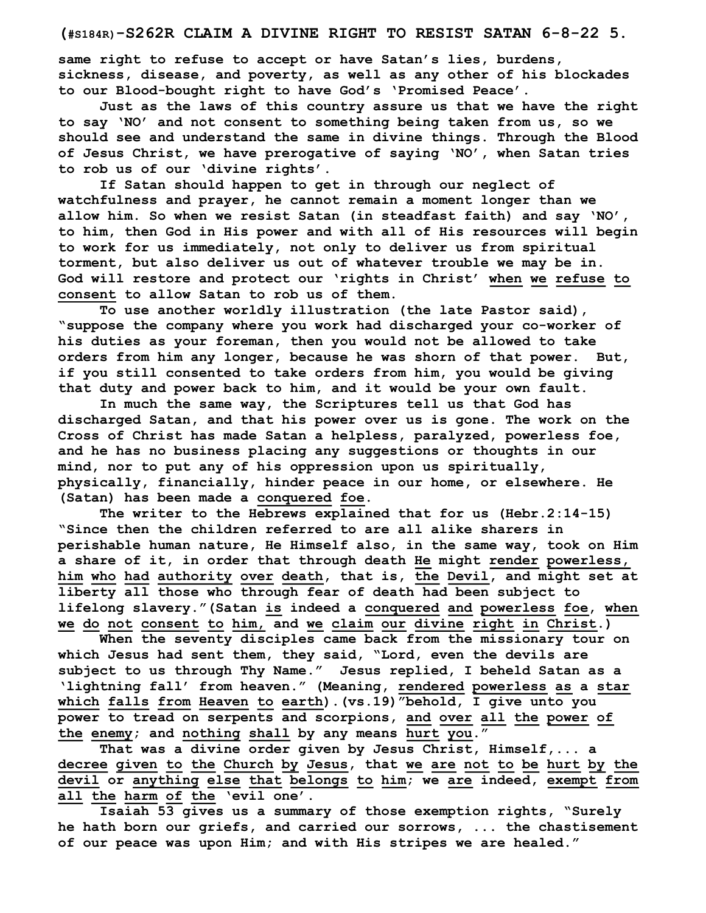same right to refuse to accept or have Satan's lies, burdens, sickness, disease, and poverty, as well as any other of his blockades to our Blood-bought right to have God's 'Promised Peace'.

Just as the laws of this country assure us that we have the right to say 'NO' and not consent to something being taken from us, so we should see and understand the same in divine things. Through the Blood of Jesus Christ, we have prerogative of saying 'NO', when Satan tries to rob us of our 'divine rights'.

If Satan should happen to get in through our neglect of watchfulness and prayer, he cannot remain a moment longer than we allow him. So when we resist Satan (in steadfast faith) and say 'NO', to him, then God in His power and with all of His resources will begin to work for us immediately, not only to deliver us from spiritual torment, but also deliver us out of whatever trouble we may be in. God will restore and protect our 'rights in Christ' <u>when we refuse to consent</u> to allow Satan to rob us of them.

To use another worldly illustration (the late Pastor said), "suppose the company where you work had discharged your co-worker of his duties as your foreman, then you would not be allowed to take orders from him any longer, because he was shorn of that power. But, if you still consented to take orders from him, you would be giving that duty and power back to him, and it would be your own fault.

In much the same way, the Scriptures tell us that God has discharged Satan, and that his power over us is gone. The work on the Cross of Christ has made Satan a helpless, paralyzed, powerless foe, and he has no business placing any suggestions or thoughts in our mind, nor to put any of his oppression upon us spiritually, physically, financially, hinder peace in our home, or elsewhere. He (Satan) has been made a <u>conquered foe</u>.

The writer to the Hebrews explained that for us (Hebr.2:14-15) "Since then the children referred to are all alike sharers in perishable human nature, He Himself also, in the same way, took on Him a share of it, in order that through death <u>He</u> might <u>render powerless, him who had authority over death</u>, that is, <u>the Devil</u>, and might set at liberty all those who through fear of death had been subject to lifelong slavery."(Satan <u>is</u> indeed a <u>conquered and powerless foe</u>, <u>when we do not consent to him,</u> and <u>we claim our divine right in Christ</u>.)

When the seventy disciples came back from the missionary tour on which Jesus had sent them, they said, "Lord, even the devils are subject to us through Thy Name." Jesus replied, I beheld Satan as a 'lightning fall' from heaven." (Meaning, <u>rendered powerless as a star which falls from Heaven to earth</u>).(vs.19)"behold, I give unto you power to tread on serpents and scorpions, <u>and over all the power of the enemy</u>; and <u>nothing shall</u> by any means <u>hurt you</u>."

That was a divine order given by Jesus Christ, Himself,... a <u>decree given to the Church by Jesus</u>, that <u>we are not to be hurt by the devil</u> or <u>anything else that belongs to him</u>; <u>we are</u> indeed, <u>exempt from all the harm of the</u> 'evil one'.

Isaiah 53 gives us a summary of those exemption rights, "Surely he hath born our griefs, and carried our sorrows, ... the chastisement of our peace was upon Him; and with His stripes we are healed."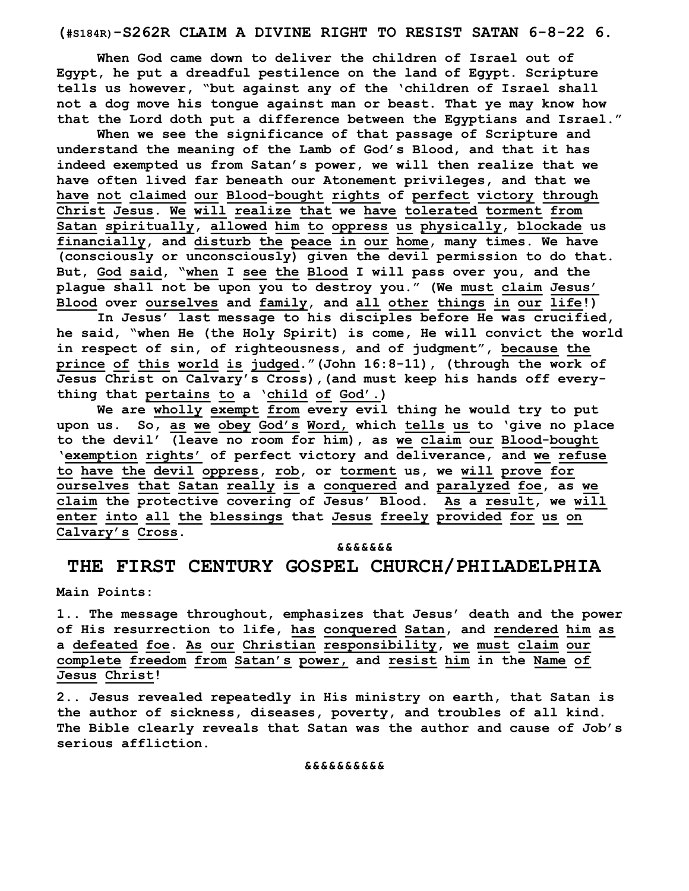**(#S184R)-S262R CLAIM A DIVINE RIGHT TO RESIST SATAN 6-8-22 6.**

When God came down to deliver the children of Israel out of Egypt, he put a dreadful pestilence on the land of Egypt. Scripture tells us however, "but against any of the 'children of Israel shall not a dog move his tongue against man or beast. That ye may know how that the Lord doth put a difference between the Egyptians and Israel."

When we see the significance of that passage of Scripture and understand the meaning of the Lamb of God's Blood, and that it has indeed exempted us from Satan's power, we will then realize that we have often lived far beneath our Atonement privileges, and that we have not claimed our Blood-bought rights of perfect victory through Christ Jesus. We will realize that we have tolerated torment from Satan spiritually, allowed him to oppress us physically, blockade us financially, and disturb the peace in our home, many times. We have (consciously or unconsciously) given the devil permission to do that. But, God said, "when I see the Blood I will pass over you, and the plague shall not be upon you to destroy you." (We must claim Jesus' Blood over ourselves and family, and all other things in our life!)

In Jesus' last message to his disciples before He was crucified, he said, "when He (the Holy Spirit) is come, He will convict the world in respect of sin, of righteousness, and of judgment", because the prince of this world is judged."(John 16:8-11), (through the work of Jesus Christ on Calvary's Cross),(and must keep his hands off everything that pertains to a 'child of God'.)

We are wholly exempt from every evil thing he would try to put upon us. So, as we obey God's Word, which tells us to 'give no place to the devil' (leave no room for him), as we claim our Blood-bought 'exemption rights' of perfect victory and deliverance, and we refuse to have the devil oppress, rob, or torment us, we will prove for ourselves that Satan really is a conquered and paralyzed foe, as we claim the protective covering of Jesus' Blood. As a result, we will enter into all the blessings that Jesus freely provided for us on Calvary's Cross.

&&&&&&&

## THE FIRST CENTURY GOSPEL CHURCH/PHILADELPHIA

**Main Points:**

1.. The message throughout, emphasizes that Jesus' death and the power of His resurrection to life, has conquered Satan, and rendered him as a defeated foe. As our Christian responsibility, we must claim our complete freedom from Satan's power, and resist him in the Name of Jesus Christ!

2.. Jesus revealed repeatedly in His ministry on earth, that Satan is the author of sickness, diseases, poverty, and troubles of all kind. The Bible clearly reveals that Satan was the author and cause of Job's serious affliction.

&&&&&&&&&&